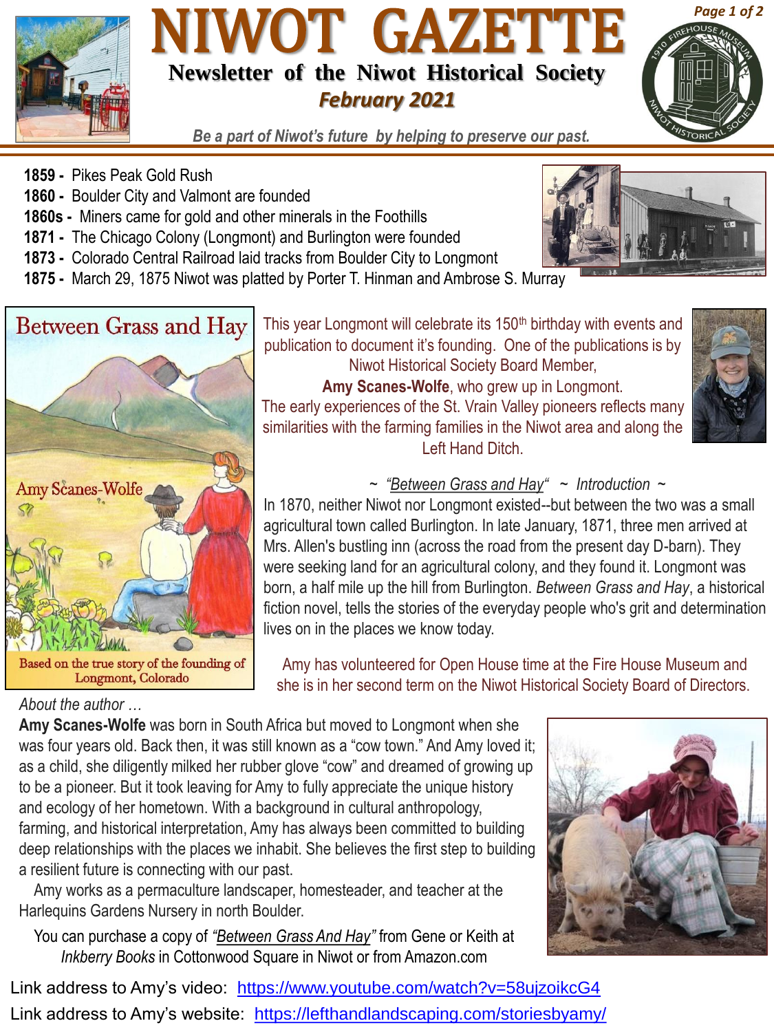# NIWOT GAZETTE

## Newsletter of the Niwot Historical Society

***February 2021***

*Be a part of Niwot's future by helping to preserve our past.*

- **1859 -** Pikes Peak Gold Rush
- **1860 -** Boulder City and Valmont are founded
- **1860s -** Miners came for gold and other minerals in the Foothills
- **1871 -** The Chicago Colony (Longmont) and Burlington were founded
- **1873 -** Colorado Central Railroad laid tracks from Boulder City to Longmont
- **1875 -** March 29, 1875 Niwot was platted by Porter T. Hinman and Ambrose S. Murray

Between Grass and Hay

Amy Scanes-Wolfe

Based on the true story of the founding of Longmont, Colorado

This year Longmont will celebrate its 150th birthday with events and publication to document it's founding. One of the publications is by Niwot Historical Society Board Member, **Amy Scanes-Wolfe**, who grew up in Longmont. The early experiences of the St. Vrain Valley pioneers reflects many similarities with the farming families in the Niwot area and along the Left Hand Ditch.

~ *"Between Grass and Hay"* ~ *Introduction* ~

In 1870, neither Niwot nor Longmont existed--but between the two was a small agricultural town called Burlington. In late January, 1871, three men arrived at Mrs. Allen's bustling inn (across the road from the present day D-barn). They were seeking land for an agricultural colony, and they found it. Longmont was born, a half mile up the hill from Burlington. *Between Grass and Hay*, a historical fiction novel, tells the stories of the everyday people who's grit and determination lives on in the places we know today.

Amy has volunteered for Open House time at the Fire House Museum and she is in her second term on the Niwot Historical Society Board of Directors.

*About the author …*

**Amy Scanes-Wolfe** was born in South Africa but moved to Longmont when she was four years old. Back then, it was still known as a "cow town." And Amy loved it; as a child, she diligently milked her rubber glove "cow" and dreamed of growing up to be a pioneer. But it took leaving for Amy to fully appreciate the unique history and ecology of her hometown. With a background in cultural anthropology, farming, and historical interpretation, Amy has always been committed to building deep relationships with the places we inhabit. She believes the first step to building a resilient future is connecting with our past.

Amy works as a permaculture landscaper, homesteader, and teacher at the Harlequins Gardens Nursery in north Boulder.

You can purchase a copy of *"Between Grass And Hay"* from Gene or Keith at *Inkberry Books* in Cottonwood Square in Niwot or from Amazon.com

Link address to Amy's video: https://www.youtube.com/watch?v=58ujzoikcG4

Link address to Amy's website: https://lefthandlandscaping.com/storiesbyamy/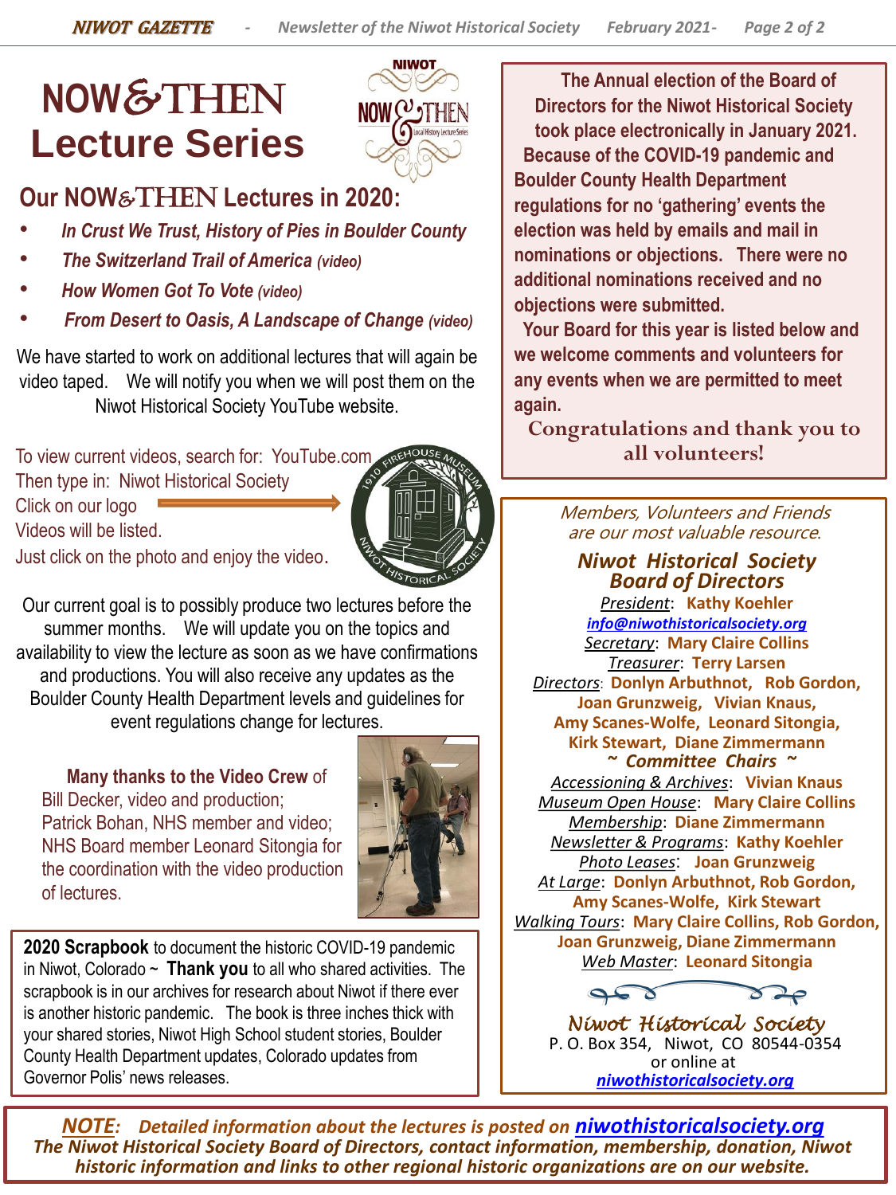# NOW&THEN Lecture Series

## Our NOW&THEN Lectures in 2020:

- *In Crust We Trust, History of Pies in Boulder County*
- *The Switzerland Trail of America (video)*
- *How Women Got To Vote (video)*
- *From Desert to Oasis, A Landscape of Change (video)*

We have started to work on additional lectures that will again be video taped. We will notify you when we will post them on the Niwot Historical Society YouTube website.

To view current videos, search for: YouTube.com
Then type in: Niwot Historical Society
Click on our logo
Videos will be listed.
Just click on the photo and enjoy the video.

Our current goal is to possibly produce two lectures before the summer months. We will update you on the topics and availability to view the lecture as soon as we have confirmations and productions. You will also receive any updates as the Boulder County Health Department levels and guidelines for event regulations change for lectures.

**Many thanks to the Video Crew** of Bill Decker, video and production; Patrick Bohan, NHS member and video; NHS Board member Leonard Sitongia for the coordination with the video production of lectures.

**2020 Scrapbook** to document the historic COVID-19 pandemic in Niwot, Colorado ~ **Thank you** to all who shared activities. The scrapbook is in our archives for research about Niwot if there ever is another historic pandemic. The book is three inches thick with your shared stories, Niwot High School student stories, Boulder County Health Department updates, Colorado updates from Governor Polis' news releases.

**The Annual election of the Board of Directors for the Niwot Historical Society took place electronically in January 2021. Because of the COVID-19 pandemic and Boulder County Health Department regulations for no 'gathering' events the election was held by emails and mail in nominations or objections. There were no additional nominations received and no objections were submitted.**

**Your Board for this year is listed below and we welcome comments and volunteers for any events when we are permitted to meet again.**

**Congratulations and thank you to all volunteers!**

*Members, Volunteers and Friends are our most valuable resource.*

### *Niwot Historical Society Board of Directors*

President: **Kathy Koehler**
info@niwothistoricalsociety.org
Secretary: **Mary Claire Collins**
Treasurer: **Terry Larsen**
Directors: **Donlyn Arbuthnot, Rob Gordon, Joan Grunzweig, Vivian Knaus, Amy Scanes-Wolfe, Leonard Sitongia, Kirk Stewart, Diane Zimmermann**

*~ Committee Chairs ~*

Accessioning & Archives: **Vivian Knaus**
Museum Open House: **Mary Claire Collins**
Membership: **Diane Zimmermann**
Newsletter & Programs: **Kathy Koehler**
Photo Leases: **Joan Grunzweig**
At Large: **Donlyn Arbuthnot, Rob Gordon, Amy Scanes-Wolfe, Kirk Stewart**
Walking Tours: **Mary Claire Collins, Rob Gordon, Joan Grunzweig, Diane Zimmermann**
Web Master: **Leonard Sitongia**

*Niwot Historical Society*
P. O. Box 354, Niwot, CO 80544-0354
or online at
niwothistoricalsociety.org

***NOTE:** Detailed information about the lectures is posted on niwothistoricalsociety.org*
*The Niwot Historical Society Board of Directors, contact information, membership, donation, Niwot historic information and links to other regional historic organizations are on our website.*